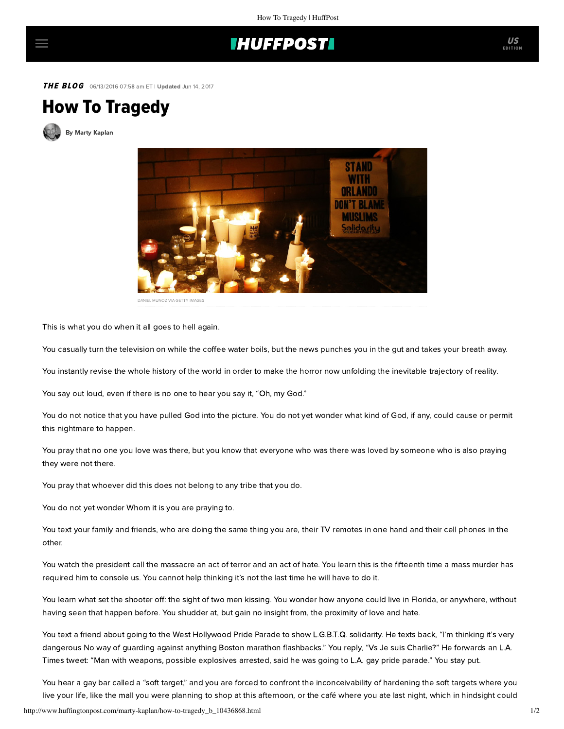THE BLOG 06/13/2016 07:58 am ET | Updated Jun 14, 2017

# How To Tragedy

By Marty Kaplan

DANIEL MUNOZ VIA GETTY IMAGES

This is what you do when it all goes to hell again.

You casually turn the television on while the coffee water boils, but the news punches you in the gut and takes your breath away.

You instantly revise the whole history of the world in order to make the horror now unfolding the inevitable trajectory of reality.

You say out loud, even if there is no one to hear you say it, "Oh, my God."

You do not notice that you have pulled God into the picture. You do not yet wonder what kind of God, if any, could cause or permit this nightmare to happen.

You pray that no one you love was there, but you know that everyone who was there was loved by someone who is also praying they were not there.

You pray that whoever did this does not belong to any tribe that you do.

You do not yet wonder Whom it is you are praying to.

You text your family and friends, who are doing the same thing you are, their TV remotes in one hand and their cell phones in the other.

You watch the president call the massacre an act of terror and an act of hate. You learn this is the fifteenth time a mass murder has required him to console us. You cannot help thinking it's not the last time he will have to do it.

You learn what set the shooter off: the sight of two men kissing. You wonder how anyone could live in Florida, or anywhere, without having seen that happen before. You shudder at, but gain no insight from, the proximity of love and hate.

You text a friend about going to the West Hollywood Pride Parade to show L.G.B.T.Q. solidarity. He texts back, "I'm thinking it's very dangerous No way of guarding against anything Boston marathon flashbacks." You reply, "Vs Je suis Charlie?" He forwards an L.A. Times tweet: "Man with weapons, possible explosives arrested, said he was going to L.A. gay pride parade." You stay put.

You hear a gay bar called a "soft target," and you are forced to confront the inconceivability of hardening the soft targets where you live your life, like the mall you were planning to shop at this afternoon, or the café where you ate last night, which in hindsight could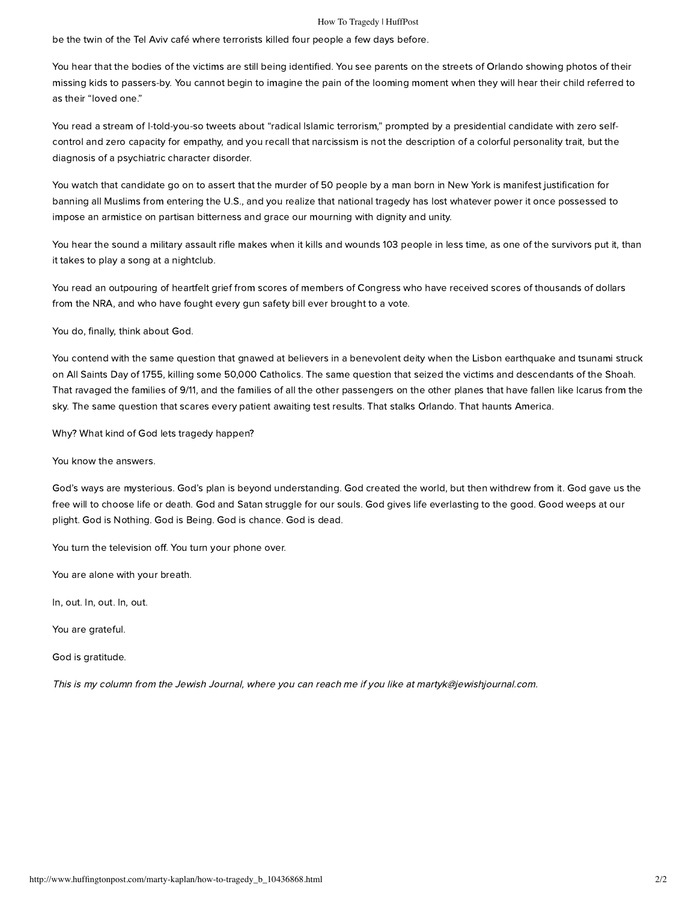be the twin of the Tel Aviv café where terrorists killed four people a few days before.

You hear that the bodies of the victims are still being identified. You see parents on the streets of Orlando showing photos of their missing kids to passers-by. You cannot begin to imagine the pain of the looming moment when they will hear their child referred to as their "loved one."

You read a stream of I-told-you-so tweets about "radical Islamic terrorism," prompted by a presidential candidate with zero self-control and zero capacity for empathy, and you recall that narcissism is not the description of a colorful personality trait, but the diagnosis of a psychiatric character disorder.

You watch that candidate go on to assert that the murder of 50 people by a man born in New York is manifest justification for banning all Muslims from entering the U.S., and you realize that national tragedy has lost whatever power it once possessed to impose an armistice on partisan bitterness and grace our mourning with dignity and unity.

You hear the sound a military assault rifle makes when it kills and wounds 103 people in less time, as one of the survivors put it, than it takes to play a song at a nightclub.

You read an outpouring of heartfelt grief from scores of members of Congress who have received scores of thousands of dollars from the NRA, and who have fought every gun safety bill ever brought to a vote.

You do, finally, think about God.

You contend with the same question that gnawed at believers in a benevolent deity when the Lisbon earthquake and tsunami struck on All Saints Day of 1755, killing some 50,000 Catholics. The same question that seized the victims and descendants of the Shoah. That ravaged the families of 9/11, and the families of all the other passengers on the other planes that have fallen like Icarus from the sky. The same question that scares every patient awaiting test results. That stalks Orlando. That haunts America.

Why? What kind of God lets tragedy happen?

You know the answers.

God's ways are mysterious. God's plan is beyond understanding. God created the world, but then withdrew from it. God gave us the free will to choose life or death. God and Satan struggle for our souls. God gives life everlasting to the good. Good weeps at our plight. God is Nothing. God is Being. God is chance. God is dead.

You turn the television off. You turn your phone over.

You are alone with your breath.

In, out. In, out. In, out.

You are grateful.

God is gratitude.

*This is my column from the Jewish Journal, where you can reach me if you like at martyk@jewishjournal.com.*